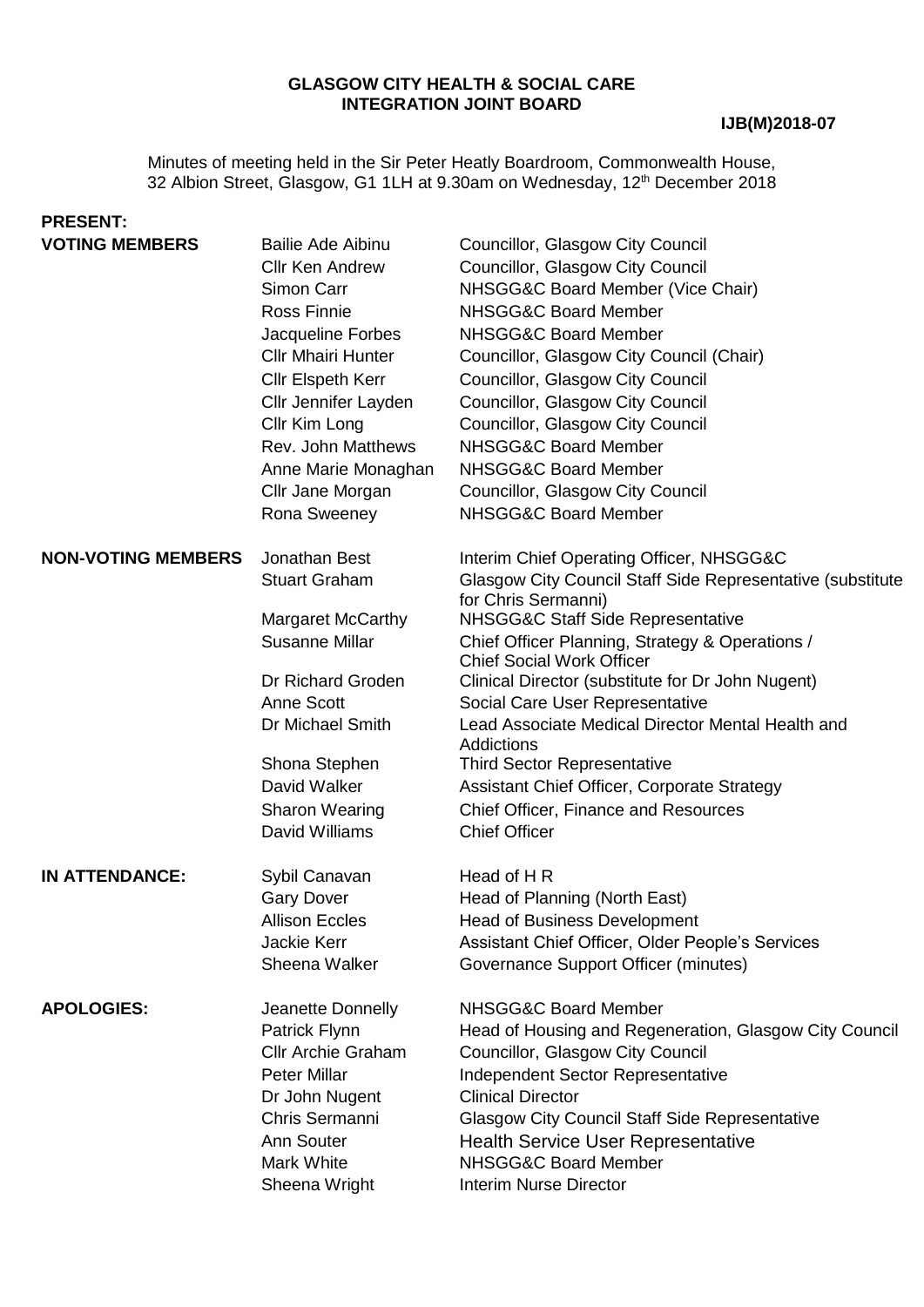**GLASGOW CITY HEALTH & SOCIAL CARE**
**INTEGRATION JOINT BOARD**

**IJB(M)2018-07**

Minutes of meeting held in the Sir Peter Heatly Boardroom, Commonwealth House, 32 Albion Street, Glasgow, G1 1LH at 9.30am on Wednesday, 12th December 2018

**PRESENT:**

| | | |
|---|---|---|
| **VOTING MEMBERS** | Bailie Ade Aibinu | Councillor, Glasgow City Council |
| | Cllr Ken Andrew | Councillor, Glasgow City Council |
| | Simon Carr | NHSGG&C Board Member (Vice Chair) |
| | Ross Finnie | NHSGG&C Board Member |
| | Jacqueline Forbes | NHSGG&C Board Member |
| | Cllr Mhairi Hunter | Councillor, Glasgow City Council (Chair) |
| | Cllr Elspeth Kerr | Councillor, Glasgow City Council |
| | Cllr Jennifer Layden | Councillor, Glasgow City Council |
| | Cllr Kim Long | Councillor, Glasgow City Council |
| | Rev. John Matthews | NHSGG&C Board Member |
| | Anne Marie Monaghan | NHSGG&C Board Member |
| | Cllr Jane Morgan | Councillor, Glasgow City Council |
| | Rona Sweeney | NHSGG&C Board Member |
| **NON-VOTING MEMBERS** | Jonathan Best | Interim Chief Operating Officer, NHSGG&C |
| | Stuart Graham | Glasgow City Council Staff Side Representative (substitute for Chris Sermanni) |
| | Margaret McCarthy | NHSGG&C Staff Side Representative |
| | Susanne Millar | Chief Officer Planning, Strategy & Operations / Chief Social Work Officer |
| | Dr Richard Groden | Clinical Director (substitute for Dr John Nugent) |
| | Anne Scott | Social Care User Representative |
| | Dr Michael Smith | Lead Associate Medical Director Mental Health and Addictions |
| | Shona Stephen | Third Sector Representative |
| | David Walker | Assistant Chief Officer, Corporate Strategy |
| | Sharon Wearing | Chief Officer, Finance and Resources |
| | David Williams | Chief Officer |
| **IN ATTENDANCE:** | Sybil Canavan | Head of H R |
| | Gary Dover | Head of Planning (North East) |
| | Allison Eccles | Head of Business Development |
| | Jackie Kerr | Assistant Chief Officer, Older People's Services |
| | Sheena Walker | Governance Support Officer (minutes) |
| **APOLOGIES:** | Jeanette Donnelly | NHSGG&C Board Member |
| | Patrick Flynn | Head of Housing and Regeneration, Glasgow City Council |
| | Cllr Archie Graham | Councillor, Glasgow City Council |
| | Peter Millar | Independent Sector Representative |
| | Dr John Nugent | Clinical Director |
| | Chris Sermanni | Glasgow City Council Staff Side Representative |
| | Ann Souter | Health Service User Representative |
| | Mark White | NHSGG&C Board Member |
| | Sheena Wright | Interim Nurse Director |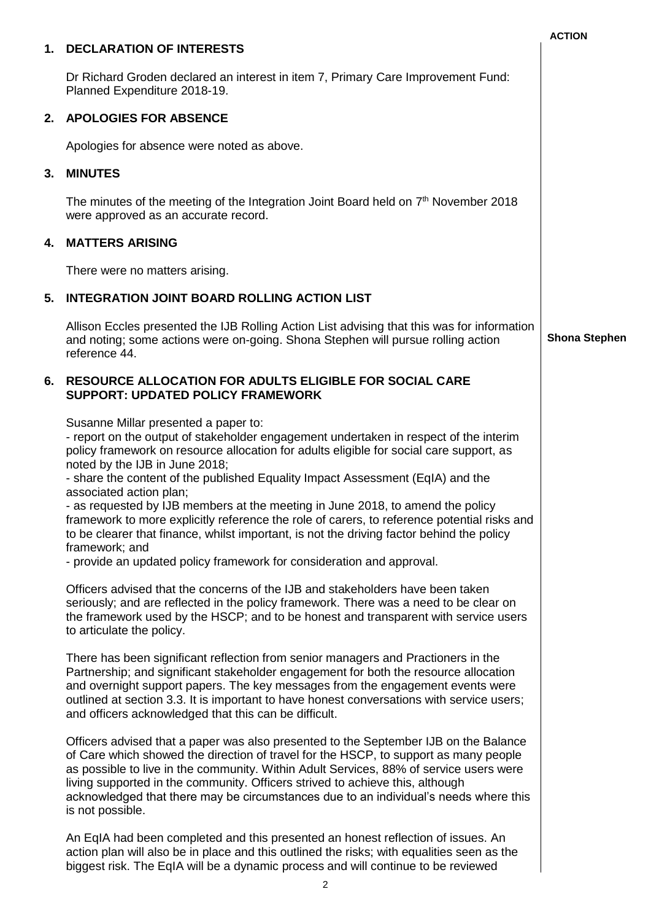**ACTION**

## 1. DECLARATION OF INTERESTS

Dr Richard Groden declared an interest in item 7, Primary Care Improvement Fund: Planned Expenditure 2018-19.

## 2. APOLOGIES FOR ABSENCE

Apologies for absence were noted as above.

## 3. MINUTES

The minutes of the meeting of the Integration Joint Board held on 7th November 2018 were approved as an accurate record.

## 4. MATTERS ARISING

There were no matters arising.

## 5. INTEGRATION JOINT BOARD ROLLING ACTION LIST

Allison Eccles presented the IJB Rolling Action List advising that this was for information and noting; some actions were on-going. Shona Stephen will pursue rolling action reference 44.

**Shona Stephen**

## 6. RESOURCE ALLOCATION FOR ADULTS ELIGIBLE FOR SOCIAL CARE SUPPORT: UPDATED POLICY FRAMEWORK

Susanne Millar presented a paper to:
- report on the output of stakeholder engagement undertaken in respect of the interim policy framework on resource allocation for adults eligible for social care support, as noted by the IJB in June 2018;
- share the content of the published Equality Impact Assessment (EqIA) and the associated action plan;
- as requested by IJB members at the meeting in June 2018, to amend the policy framework to more explicitly reference the role of carers, to reference potential risks and to be clearer that finance, whilst important, is not the driving factor behind the policy framework; and
- provide an updated policy framework for consideration and approval.

Officers advised that the concerns of the IJB and stakeholders have been taken seriously; and are reflected in the policy framework. There was a need to be clear on the framework used by the HSCP; and to be honest and transparent with service users to articulate the policy.

There has been significant reflection from senior managers and Practioners in the Partnership; and significant stakeholder engagement for both the resource allocation and overnight support papers. The key messages from the engagement events were outlined at section 3.3. It is important to have honest conversations with service users; and officers acknowledged that this can be difficult.

Officers advised that a paper was also presented to the September IJB on the Balance of Care which showed the direction of travel for the HSCP, to support as many people as possible to live in the community. Within Adult Services, 88% of service users were living supported in the community. Officers strived to achieve this, although acknowledged that there may be circumstances due to an individual's needs where this is not possible.

An EqIA had been completed and this presented an honest reflection of issues. An action plan will also be in place and this outlined the risks; with equalities seen as the biggest risk. The EqIA will be a dynamic process and will continue to be reviewed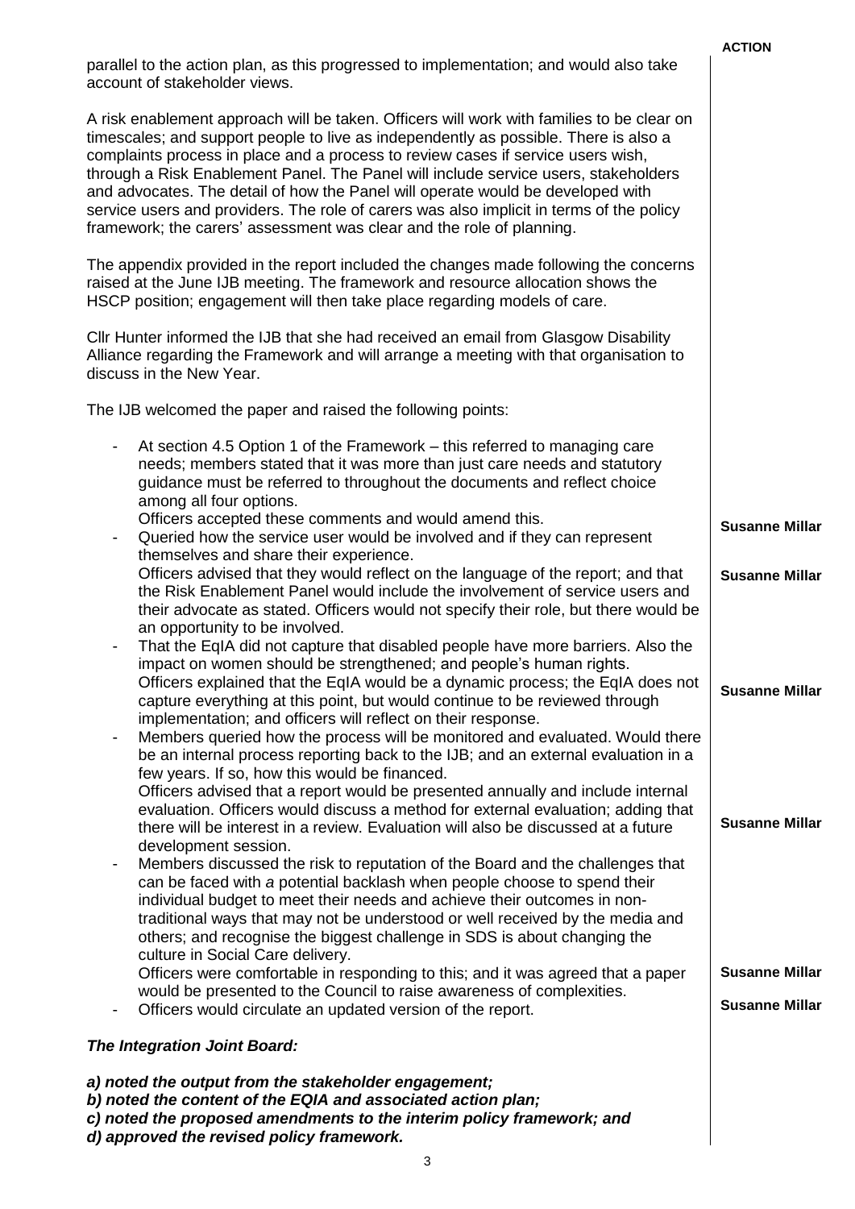parallel to the action plan, as this progressed to implementation; and would also take account of stakeholder views.

A risk enablement approach will be taken. Officers will work with families to be clear on timescales; and support people to live as independently as possible. There is also a complaints process in place and a process to review cases if service users wish, through a Risk Enablement Panel. The Panel will include service users, stakeholders and advocates. The detail of how the Panel will operate would be developed with service users and providers. The role of carers was also implicit in terms of the policy framework; the carers' assessment was clear and the role of planning.

The appendix provided in the report included the changes made following the concerns raised at the June IJB meeting. The framework and resource allocation shows the HSCP position; engagement will then take place regarding models of care.

Cllr Hunter informed the IJB that she had received an email from Glasgow Disability Alliance regarding the Framework and will arrange a meeting with that organisation to discuss in the New Year.

The IJB welcomed the paper and raised the following points:

- At section 4.5 Option 1 of the Framework – this referred to managing care needs; members stated that it was more than just care needs and statutory guidance must be referred to throughout the documents and reflect choice among all four options.
  Officers accepted these comments and would amend this. **Susanne Millar**
- Queried how the service user would be involved and if they can represent themselves and share their experience.
  Officers advised that they would reflect on the language of the report; and that the Risk Enablement Panel would include the involvement of service users and their advocate as stated. Officers would not specify their role, but there would be an opportunity to be involved. **Susanne Millar**
- That the EqIA did not capture that disabled people have more barriers. Also the impact on women should be strengthened; and people's human rights.
  Officers explained that the EqIA would be a dynamic process; the EqIA does not capture everything at this point, but would continue to be reviewed through implementation; and officers will reflect on their response. **Susanne Millar**
- Members queried how the process will be monitored and evaluated. Would there be an internal process reporting back to the IJB; and an external evaluation in a few years. If so, how this would be financed.
  Officers advised that a report would be presented annually and include internal evaluation. Officers would discuss a method for external evaluation; adding that there will be interest in a review. Evaluation will also be discussed at a future development session. **Susanne Millar**
- Members discussed the risk to reputation of the Board and the challenges that can be faced with *a* potential backlash when people choose to spend their individual budget to meet their needs and achieve their outcomes in non-traditional ways that may not be understood or well received by the media and others; and recognise the biggest challenge in SDS is about changing the culture in Social Care delivery.
  Officers were comfortable in responding to this; and it was agreed that a paper would be presented to the Council to raise awareness of complexities. **Susanne Millar**
- Officers would circulate an updated version of the report. **Susanne Millar**

***The Integration Joint Board:***

***a) noted the output from the stakeholder engagement;***
***b) noted the content of the EQIA and associated action plan;***
***c) noted the proposed amendments to the interim policy framework; and***
***d) approved the revised policy framework.***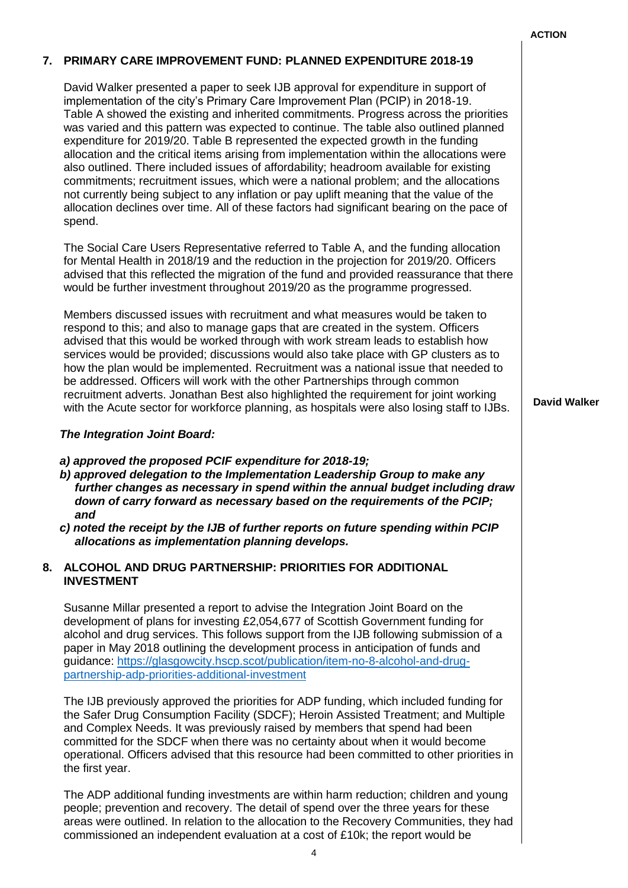**ACTION**

## 7. PRIMARY CARE IMPROVEMENT FUND: PLANNED EXPENDITURE 2018-19

David Walker presented a paper to seek IJB approval for expenditure in support of implementation of the city's Primary Care Improvement Plan (PCIP) in 2018-19. Table A showed the existing and inherited commitments. Progress across the priorities was varied and this pattern was expected to continue. The table also outlined planned expenditure for 2019/20. Table B represented the expected growth in the funding allocation and the critical items arising from implementation within the allocations were also outlined. There included issues of affordability; headroom available for existing commitments; recruitment issues, which were a national problem; and the allocations not currently being subject to any inflation or pay uplift meaning that the value of the allocation declines over time. All of these factors had significant bearing on the pace of spend.

The Social Care Users Representative referred to Table A, and the funding allocation for Mental Health in 2018/19 and the reduction in the projection for 2019/20. Officers advised that this reflected the migration of the fund and provided reassurance that there would be further investment throughout 2019/20 as the programme progressed.

Members discussed issues with recruitment and what measures would be taken to respond to this; and also to manage gaps that are created in the system. Officers advised that this would be worked through with work stream leads to establish how services would be provided; discussions would also take place with GP clusters as to how the plan would be implemented. Recruitment was a national issue that needed to be addressed. Officers will work with the other Partnerships through common recruitment adverts. Jonathan Best also highlighted the requirement for joint working with the Acute sector for workforce planning, as hospitals were also losing staff to IJBs. **David Walker**

***The Integration Joint Board:***

***a) approved the proposed PCIF expenditure for 2018-19;***
***b) approved delegation to the Implementation Leadership Group to make any further changes as necessary in spend within the annual budget including draw down of carry forward as necessary based on the requirements of the PCIP; and***
***c) noted the receipt by the IJB of further reports on future spending within PCIP allocations as implementation planning develops.***

## 8. ALCOHOL AND DRUG PARTNERSHIP: PRIORITIES FOR ADDITIONAL INVESTMENT

Susanne Millar presented a report to advise the Integration Joint Board on the development of plans for investing £2,054,677 of Scottish Government funding for alcohol and drug services. This follows support from the IJB following submission of a paper in May 2018 outlining the development process in anticipation of funds and guidance: https://glasgowcity.hscp.scot/publication/item-no-8-alcohol-and-drug-partnership-adp-priorities-additional-investment

The IJB previously approved the priorities for ADP funding, which included funding for the Safer Drug Consumption Facility (SDCF); Heroin Assisted Treatment; and Multiple and Complex Needs. It was previously raised by members that spend had been committed for the SDCF when there was no certainty about when it would become operational. Officers advised that this resource had been committed to other priorities in the first year.

The ADP additional funding investments are within harm reduction; children and young people; prevention and recovery. The detail of spend over the three years for these areas were outlined. In relation to the allocation to the Recovery Communities, they had commissioned an independent evaluation at a cost of £10k; the report would be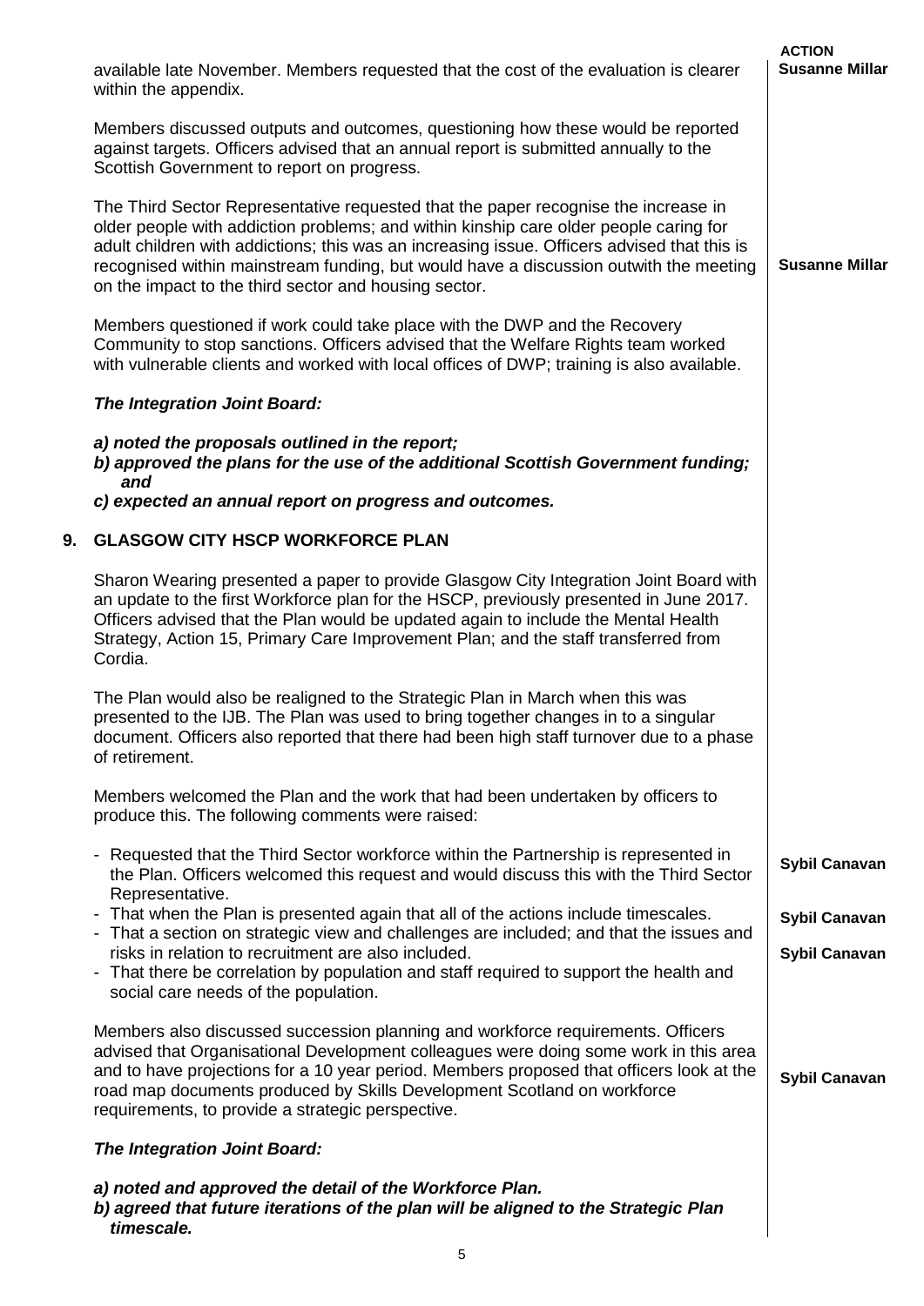available late November. Members requested that the cost of the evaluation is clearer within the appendix. **ACTION: Susanne Millar**

Members discussed outputs and outcomes, questioning how these would be reported against targets. Officers advised that an annual report is submitted annually to the Scottish Government to report on progress.

The Third Sector Representative requested that the paper recognise the increase in older people with addiction problems; and within kinship care older people caring for adult children with addictions; this was an increasing issue. Officers advised that this is recognised within mainstream funding, but would have a discussion outwith the meeting on the impact to the third sector and housing sector. **Susanne Millar**

Members questioned if work could take place with the DWP and the Recovery Community to stop sanctions. Officers advised that the Welfare Rights team worked with vulnerable clients and worked with local offices of DWP; training is also available.

***The Integration Joint Board:***

***a) noted the proposals outlined in the report;***
***b) approved the plans for the use of the additional Scottish Government funding; and***
***c) expected an annual report on progress and outcomes.***

## 9. GLASGOW CITY HSCP WORKFORCE PLAN

Sharon Wearing presented a paper to provide Glasgow City Integration Joint Board with an update to the first Workforce plan for the HSCP, previously presented in June 2017. Officers advised that the Plan would be updated again to include the Mental Health Strategy, Action 15, Primary Care Improvement Plan; and the staff transferred from Cordia.

The Plan would also be realigned to the Strategic Plan in March when this was presented to the IJB. The Plan was used to bring together changes in to a singular document. Officers also reported that there had been high staff turnover due to a phase of retirement.

Members welcomed the Plan and the work that had been undertaken by officers to produce this. The following comments were raised:

- Requested that the Third Sector workforce within the Partnership is represented in the Plan. Officers welcomed this request and would discuss this with the Third Sector Representative. **Sybil Canavan**
- That when the Plan is presented again that all of the actions include timescales. **Sybil Canavan**
- That a section on strategic view and challenges are included; and that the issues and risks in relation to recruitment are also included. **Sybil Canavan**
- That there be correlation by population and staff required to support the health and social care needs of the population.

Members also discussed succession planning and workforce requirements. Officers advised that Organisational Development colleagues were doing some work in this area and to have projections for a 10 year period. Members proposed that officers look at the road map documents produced by Skills Development Scotland on workforce requirements, to provide a strategic perspective. **Sybil Canavan**

***The Integration Joint Board:***

***a) noted and approved the detail of the Workforce Plan.***
***b) agreed that future iterations of the plan will be aligned to the Strategic Plan timescale.***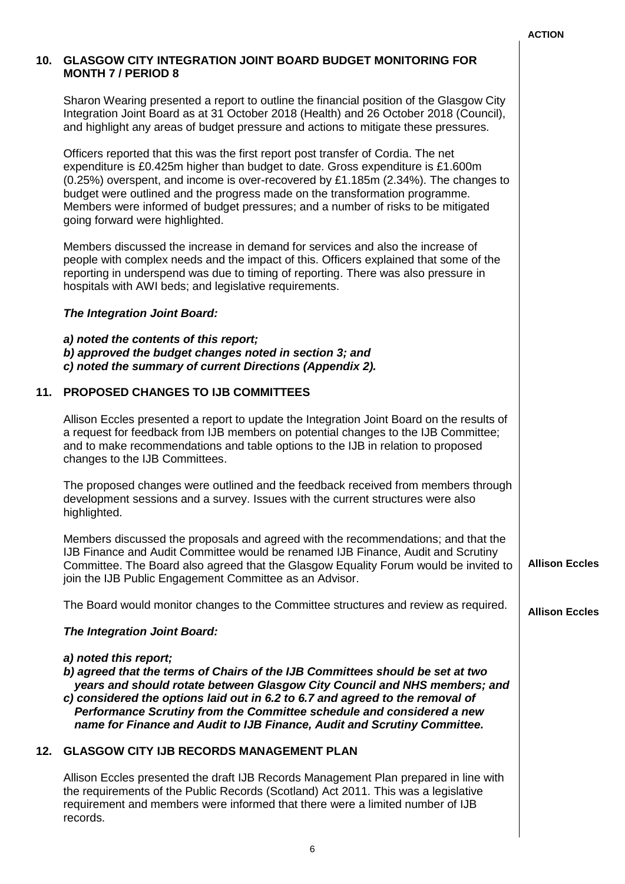**ACTION**

## 10. GLASGOW CITY INTEGRATION JOINT BOARD BUDGET MONITORING FOR MONTH 7 / PERIOD 8

Sharon Wearing presented a report to outline the financial position of the Glasgow City Integration Joint Board as at 31 October 2018 (Health) and 26 October 2018 (Council), and highlight any areas of budget pressure and actions to mitigate these pressures.

Officers reported that this was the first report post transfer of Cordia. The net expenditure is £0.425m higher than budget to date. Gross expenditure is £1.600m (0.25%) overspent, and income is over-recovered by £1.185m (2.34%). The changes to budget were outlined and the progress made on the transformation programme. Members were informed of budget pressures; and a number of risks to be mitigated going forward were highlighted.

Members discussed the increase in demand for services and also the increase of people with complex needs and the impact of this. Officers explained that some of the reporting in underspend was due to timing of reporting. There was also pressure in hospitals with AWI beds; and legislative requirements.

***The Integration Joint Board:***

***a) noted the contents of this report;***
***b) approved the budget changes noted in section 3; and***
***c) noted the summary of current Directions (Appendix 2).***

## 11. PROPOSED CHANGES TO IJB COMMITTEES

Allison Eccles presented a report to update the Integration Joint Board on the results of a request for feedback from IJB members on potential changes to the IJB Committee; and to make recommendations and table options to the IJB in relation to proposed changes to the IJB Committees.

The proposed changes were outlined and the feedback received from members through development sessions and a survey. Issues with the current structures were also highlighted.

Members discussed the proposals and agreed with the recommendations; and that the IJB Finance and Audit Committee would be renamed IJB Finance, Audit and Scrutiny Committee. The Board also agreed that the Glasgow Equality Forum would be invited to join the IJB Public Engagement Committee as an Advisor. **Allison Eccles**

The Board would monitor changes to the Committee structures and review as required. **Allison Eccles**

***The Integration Joint Board:***

***a) noted this report;***
***b) agreed that the terms of Chairs of the IJB Committees should be set at two years and should rotate between Glasgow City Council and NHS members; and***
***c) considered the options laid out in 6.2 to 6.7 and agreed to the removal of Performance Scrutiny from the Committee schedule and considered a new name for Finance and Audit to IJB Finance, Audit and Scrutiny Committee.***

## 12. GLASGOW CITY IJB RECORDS MANAGEMENT PLAN

Allison Eccles presented the draft IJB Records Management Plan prepared in line with the requirements of the Public Records (Scotland) Act 2011. This was a legislative requirement and members were informed that there were a limited number of IJB records.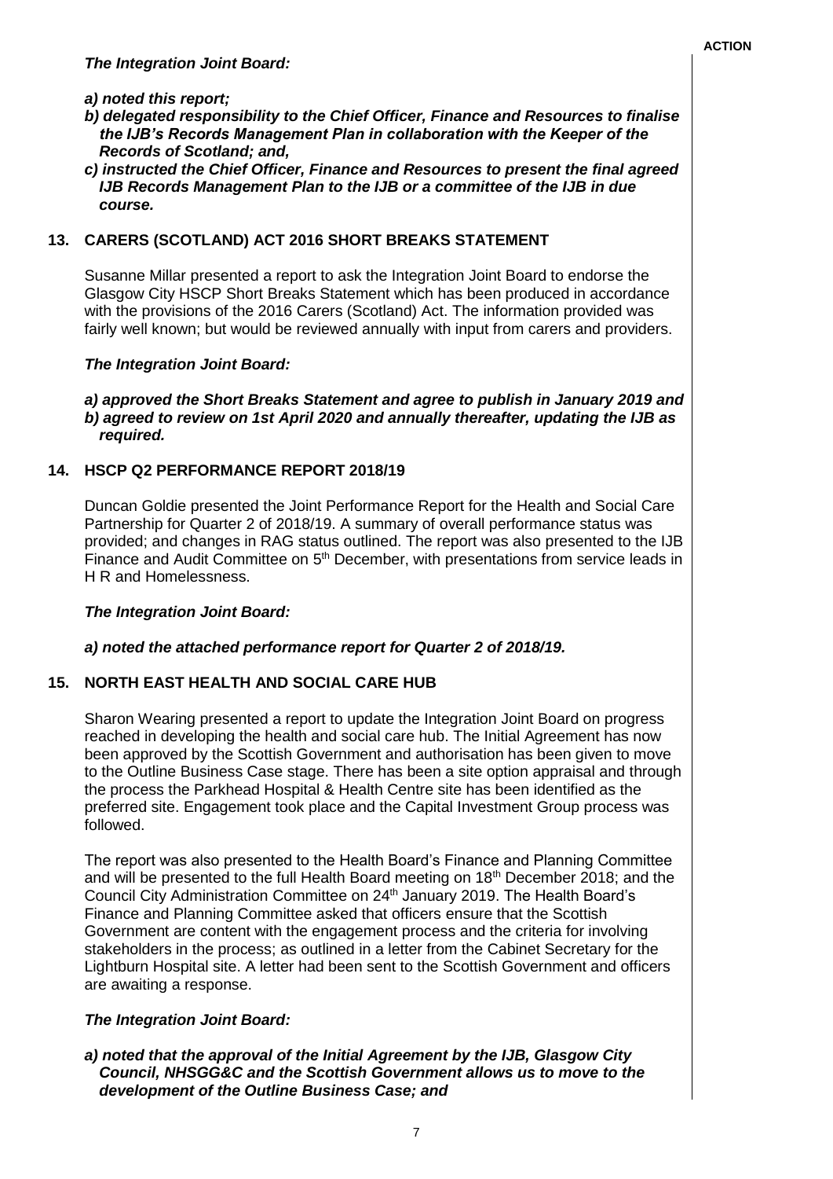**ACTION**

***The Integration Joint Board:***

***a) noted this report;***
***b) delegated responsibility to the Chief Officer, Finance and Resources to finalise the IJB's Records Management Plan in collaboration with the Keeper of the Records of Scotland; and,***
***c) instructed the Chief Officer, Finance and Resources to present the final agreed IJB Records Management Plan to the IJB or a committee of the IJB in due course.***

## 13. CARERS (SCOTLAND) ACT 2016 SHORT BREAKS STATEMENT

Susanne Millar presented a report to ask the Integration Joint Board to endorse the Glasgow City HSCP Short Breaks Statement which has been produced in accordance with the provisions of the 2016 Carers (Scotland) Act. The information provided was fairly well known; but would be reviewed annually with input from carers and providers.

***The Integration Joint Board:***

***a) approved the Short Breaks Statement and agree to publish in January 2019 and***
***b) agreed to review on 1st April 2020 and annually thereafter, updating the IJB as required.***

## 14. HSCP Q2 PERFORMANCE REPORT 2018/19

Duncan Goldie presented the Joint Performance Report for the Health and Social Care Partnership for Quarter 2 of 2018/19. A summary of overall performance status was provided; and changes in RAG status outlined. The report was also presented to the IJB Finance and Audit Committee on 5th December, with presentations from service leads in H R and Homelessness.

***The Integration Joint Board:***

***a) noted the attached performance report for Quarter 2 of 2018/19.***

## 15. NORTH EAST HEALTH AND SOCIAL CARE HUB

Sharon Wearing presented a report to update the Integration Joint Board on progress reached in developing the health and social care hub. The Initial Agreement has now been approved by the Scottish Government and authorisation has been given to move to the Outline Business Case stage. There has been a site option appraisal and through the process the Parkhead Hospital & Health Centre site has been identified as the preferred site. Engagement took place and the Capital Investment Group process was followed.

The report was also presented to the Health Board's Finance and Planning Committee and will be presented to the full Health Board meeting on 18th December 2018; and the Council City Administration Committee on 24th January 2019. The Health Board's Finance and Planning Committee asked that officers ensure that the Scottish Government are content with the engagement process and the criteria for involving stakeholders in the process; as outlined in a letter from the Cabinet Secretary for the Lightburn Hospital site. A letter had been sent to the Scottish Government and officers are awaiting a response.

***The Integration Joint Board:***

***a) noted that the approval of the Initial Agreement by the IJB, Glasgow City Council, NHSGG&C and the Scottish Government allows us to move to the development of the Outline Business Case; and***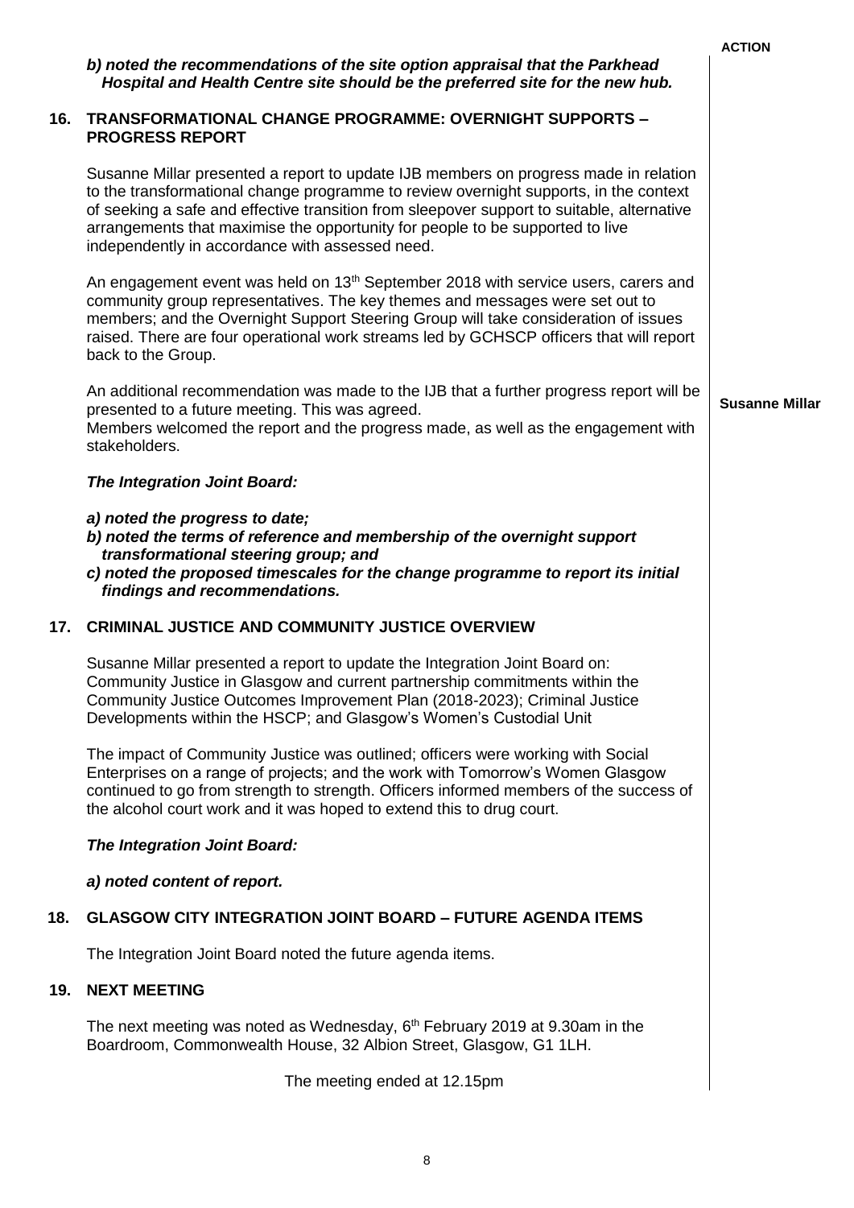**ACTION**

***b) noted the recommendations of the site option appraisal that the Parkhead Hospital and Health Centre site should be the preferred site for the new hub.***

## 16. TRANSFORMATIONAL CHANGE PROGRAMME: OVERNIGHT SUPPORTS – PROGRESS REPORT

Susanne Millar presented a report to update IJB members on progress made in relation to the transformational change programme to review overnight supports, in the context of seeking a safe and effective transition from sleepover support to suitable, alternative arrangements that maximise the opportunity for people to be supported to live independently in accordance with assessed need.

An engagement event was held on 13th September 2018 with service users, carers and community group representatives. The key themes and messages were set out to members; and the Overnight Support Steering Group will take consideration of issues raised. There are four operational work streams led by GCHSCP officers that will report back to the Group.

An additional recommendation was made to the IJB that a further progress report will be presented to a future meeting. This was agreed. **Susanne Millar**

Members welcomed the report and the progress made, as well as the engagement with stakeholders.

***The Integration Joint Board:***

***a) noted the progress to date;***
***b) noted the terms of reference and membership of the overnight support transformational steering group; and***
***c) noted the proposed timescales for the change programme to report its initial findings and recommendations.***

## 17. CRIMINAL JUSTICE AND COMMUNITY JUSTICE OVERVIEW

Susanne Millar presented a report to update the Integration Joint Board on: Community Justice in Glasgow and current partnership commitments within the Community Justice Outcomes Improvement Plan (2018-2023); Criminal Justice Developments within the HSCP; and Glasgow's Women's Custodial Unit

The impact of Community Justice was outlined; officers were working with Social Enterprises on a range of projects; and the work with Tomorrow's Women Glasgow continued to go from strength to strength. Officers informed members of the success of the alcohol court work and it was hoped to extend this to drug court.

***The Integration Joint Board:***

***a) noted content of report.***

## 18. GLASGOW CITY INTEGRATION JOINT BOARD – FUTURE AGENDA ITEMS

The Integration Joint Board noted the future agenda items.

## 19. NEXT MEETING

The next meeting was noted as Wednesday, 6th February 2019 at 9.30am in the Boardroom, Commonwealth House, 32 Albion Street, Glasgow, G1 1LH.

The meeting ended at 12.15pm